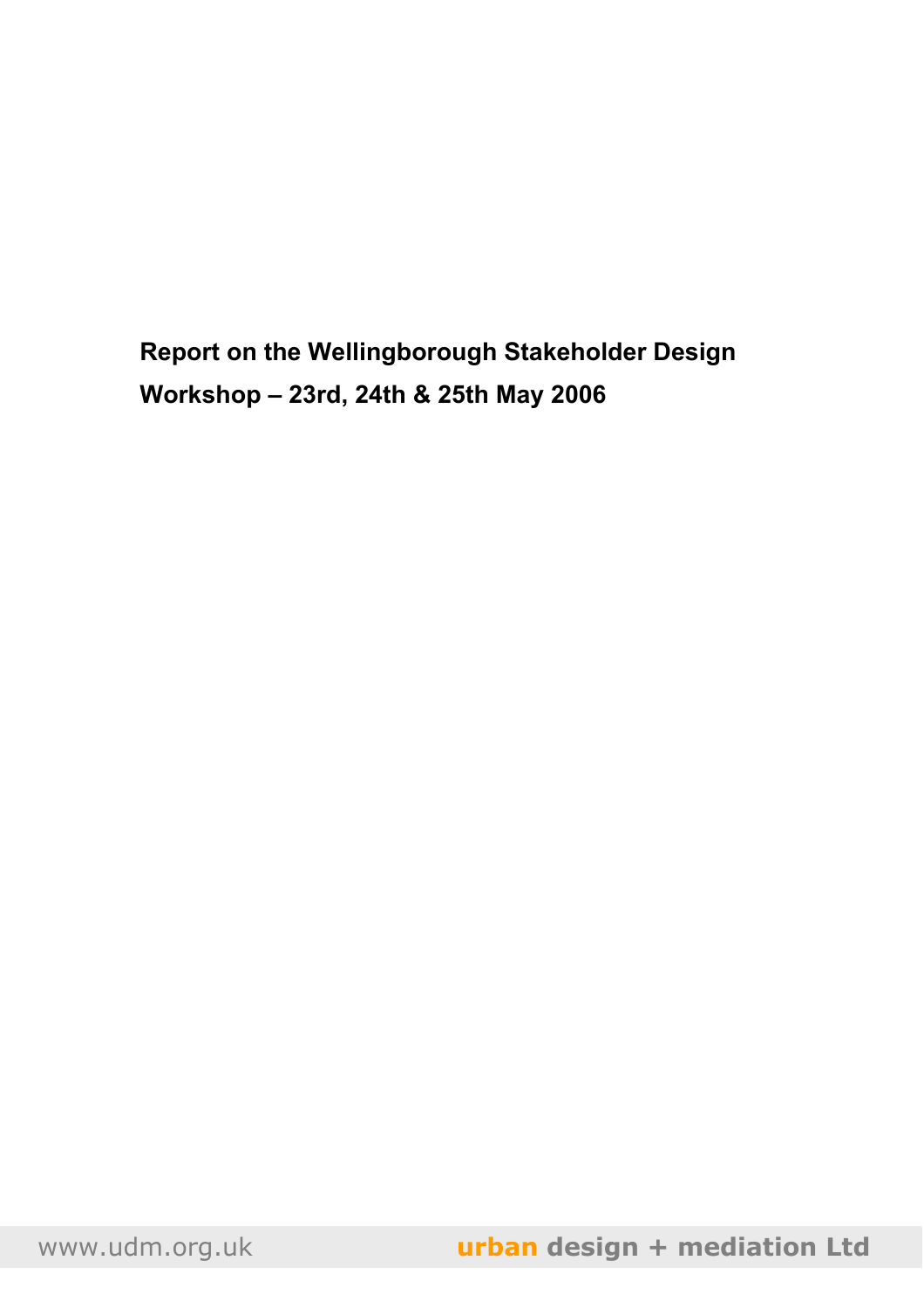# Report on the Wellingborough Stakeholder Design Workshop – 23rd, 24th & 25th May 2006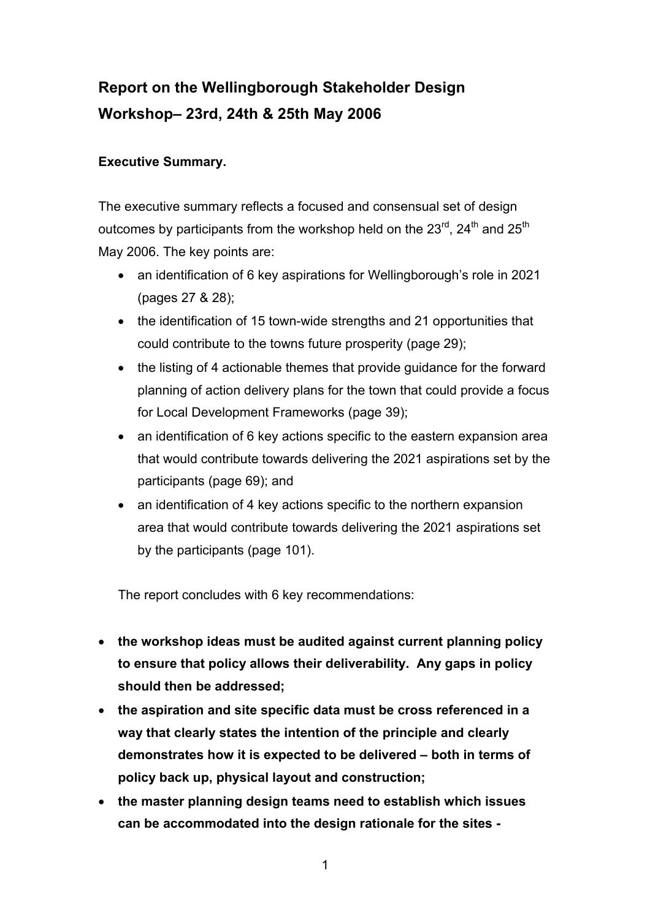# Report on the Wellingborough Stakeholder Design Workshop– 23rd, 24th & 25th May 2006

**Executive Summary.**

The executive summary reflects a focused and consensual set of design outcomes by participants from the workshop held on the 23rd, 24th and 25th May 2006. The key points are:

- an identification of 6 key aspirations for Wellingborough's role in 2021 (pages 27 & 28);
- the identification of 15 town-wide strengths and 21 opportunities that could contribute to the towns future prosperity (page 29);
- the listing of 4 actionable themes that provide guidance for the forward planning of action delivery plans for the town that could provide a focus for Local Development Frameworks (page 39);
- an identification of 6 key actions specific to the eastern expansion area that would contribute towards delivering the 2021 aspirations set by the participants (page 69); and
- an identification of 4 key actions specific to the northern expansion area that would contribute towards delivering the 2021 aspirations set by the participants (page 101).

The report concludes with 6 key recommendations:

- **the workshop ideas must be audited against current planning policy to ensure that policy allows their deliverability. Any gaps in policy should then be addressed;**
- **the aspiration and site specific data must be cross referenced in a way that clearly states the intention of the principle and clearly demonstrates how it is expected to be delivered – both in terms of policy back up, physical layout and construction;**
- **the master planning design teams need to establish which issues can be accommodated into the design rationale for the sites -**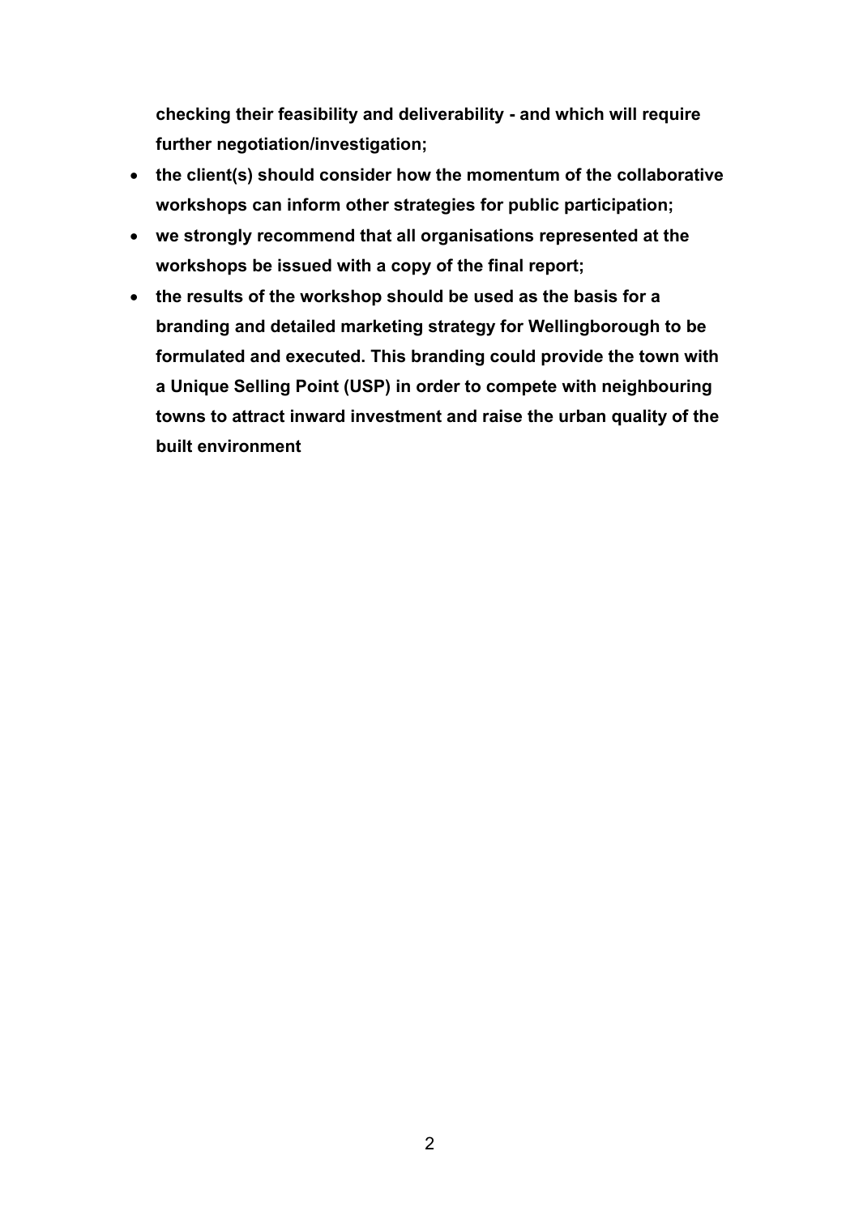**checking their feasibility and deliverability - and which will require further negotiation/investigation;**

- **the client(s) should consider how the momentum of the collaborative workshops can inform other strategies for public participation;**
- **we strongly recommend that all organisations represented at the workshops be issued with a copy of the final report;**
- **the results of the workshop should be used as the basis for a branding and detailed marketing strategy for Wellingborough to be formulated and executed. This branding could provide the town with a Unique Selling Point (USP) in order to compete with neighbouring towns to attract inward investment and raise the urban quality of the built environment**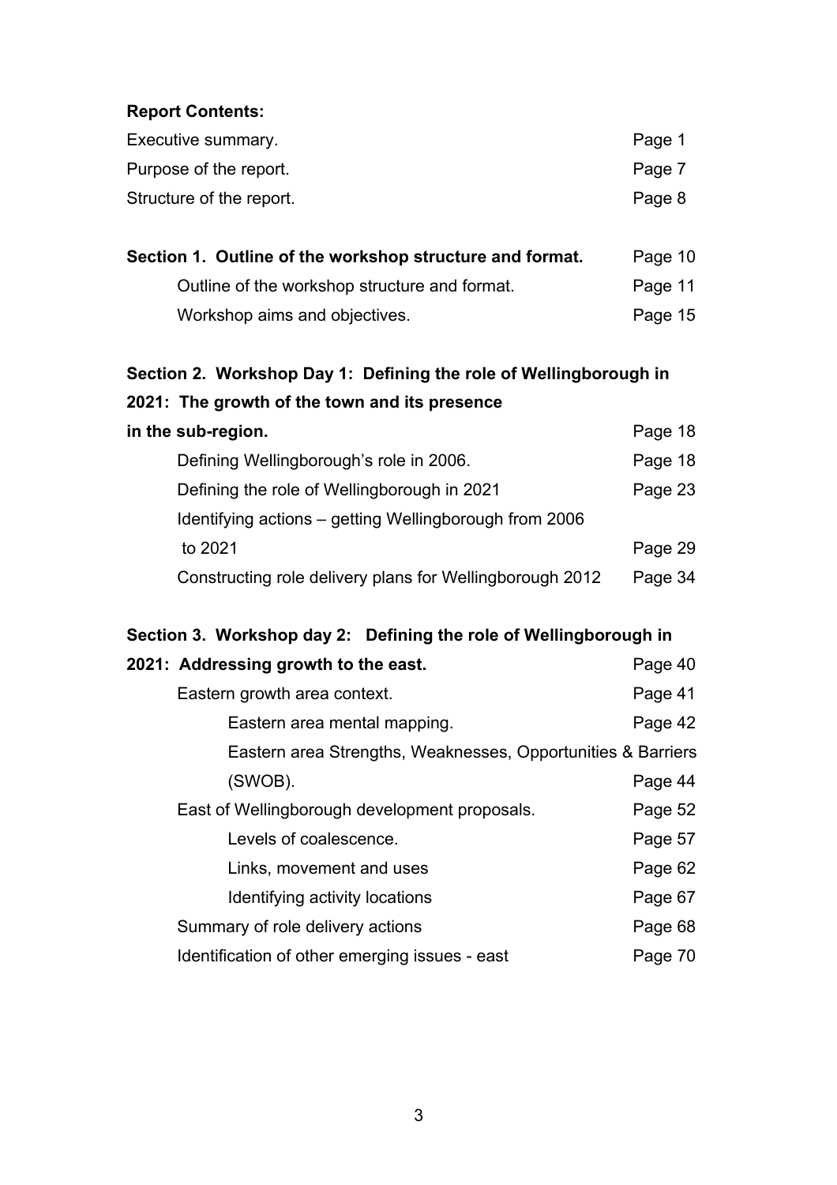**Report Contents:**

| | |
|---|---|
| Executive summary. | Page 1 |
| Purpose of the report. | Page 7 |
| Structure of the report. | Page 8 |
| **Section 1. Outline of the workshop structure and format.** | Page 10 |
| Outline of the workshop structure and format. | Page 11 |
| Workshop aims and objectives. | Page 15 |
| **Section 2. Workshop Day 1: Defining the role of Wellingborough in 2021: The growth of the town and its presence in the sub-region.** | Page 18 |
| Defining Wellingborough's role in 2006. | Page 18 |
| Defining the role of Wellingborough in 2021 | Page 23 |
| Identifying actions – getting Wellingborough from 2006 to 2021 | Page 29 |
| Constructing role delivery plans for Wellingborough 2012 | Page 34 |
| **Section 3. Workshop day 2: Defining the role of Wellingborough in 2021: Addressing growth to the east.** | Page 40 |
| Eastern growth area context. | Page 41 |
| Eastern area mental mapping. | Page 42 |
| Eastern area Strengths, Weaknesses, Opportunities & Barriers (SWOB). | Page 44 |
| East of Wellingborough development proposals. | Page 52 |
| Levels of coalescence. | Page 57 |
| Links, movement and uses | Page 62 |
| Identifying activity locations | Page 67 |
| Summary of role delivery actions | Page 68 |
| Identification of other emerging issues - east | Page 70 |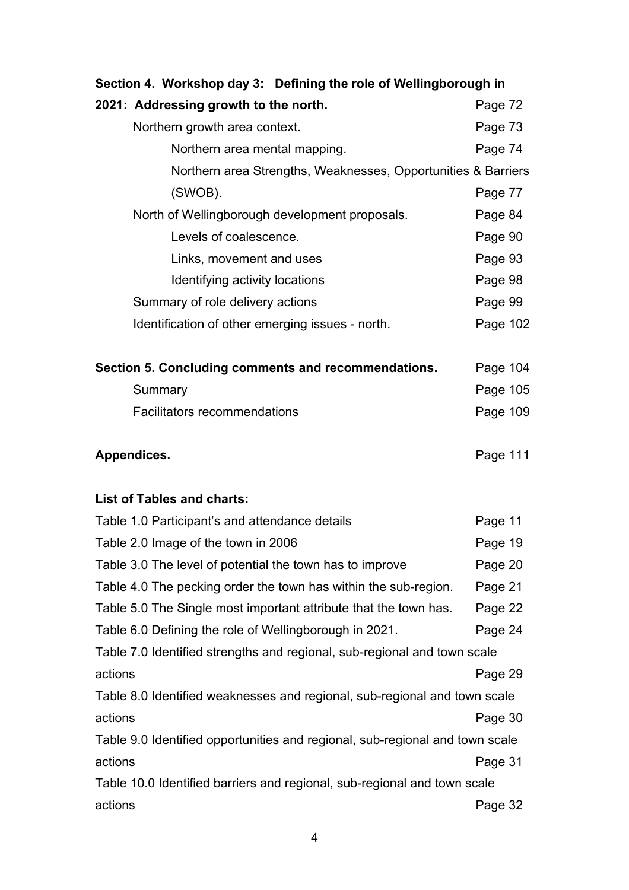**Section 4. Workshop day 3: Defining the role of Wellingborough in 2021: Addressing growth to the north.** Page 72

- Northern growth area context. Page 73
  - Northern area mental mapping. Page 74
  - Northern area Strengths, Weaknesses, Opportunities & Barriers (SWOB). Page 77
- North of Wellingborough development proposals. Page 84
  - Levels of coalescence. Page 90
  - Links, movement and uses Page 93
  - Identifying activity locations Page 98
- Summary of role delivery actions Page 99
- Identification of other emerging issues - north. Page 102

**Section 5. Concluding comments and recommendations.** Page 104

- Summary Page 105
- Facilitators recommendations Page 109

**Appendices.** Page 111

**List of Tables and charts:**

Table 1.0 Participant's and attendance details Page 11
Table 2.0 Image of the town in 2006 Page 19
Table 3.0 The level of potential the town has to improve Page 20
Table 4.0 The pecking order the town has within the sub-region. Page 21
Table 5.0 The Single most important attribute that the town has. Page 22
Table 6.0 Defining the role of Wellingborough in 2021. Page 24
Table 7.0 Identified strengths and regional, sub-regional and town scale actions Page 29
Table 8.0 Identified weaknesses and regional, sub-regional and town scale actions Page 30
Table 9.0 Identified opportunities and regional, sub-regional and town scale actions Page 31
Table 10.0 Identified barriers and regional, sub-regional and town scale actions Page 32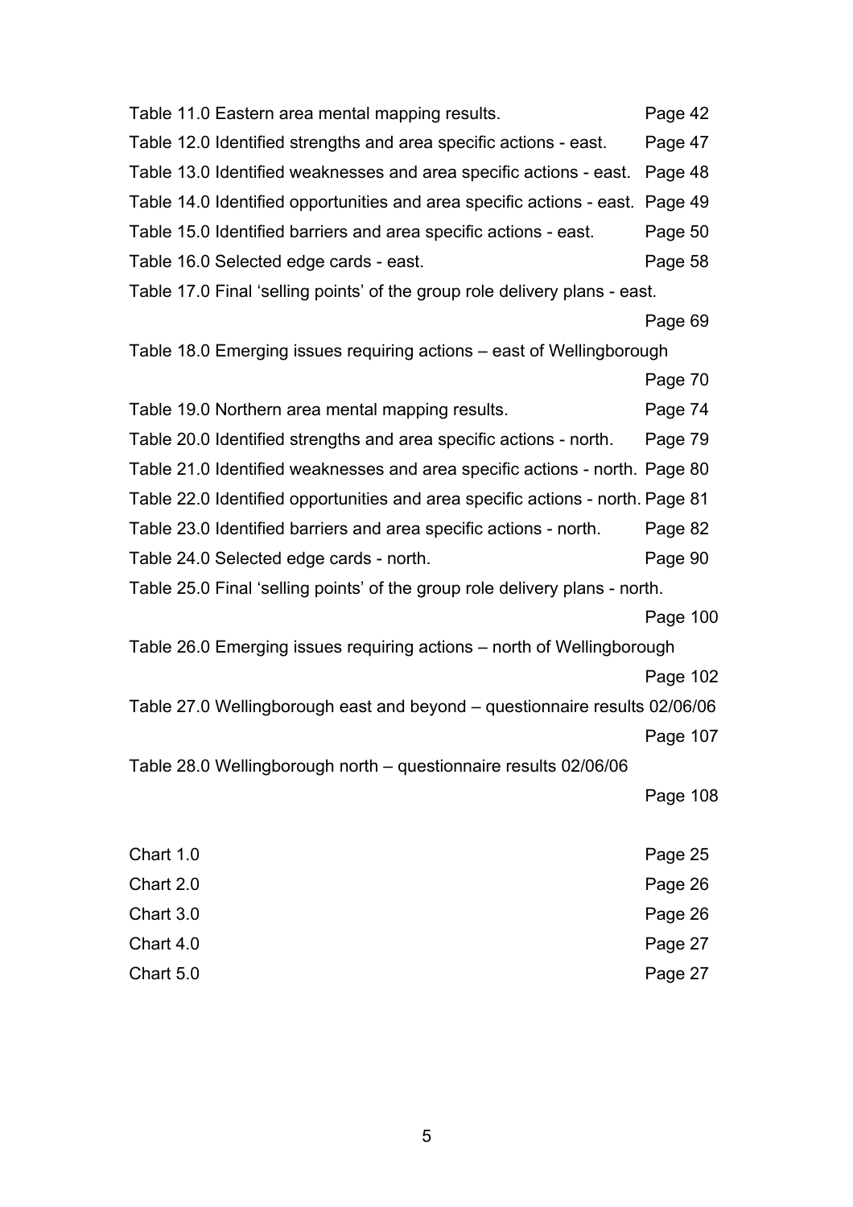Table 11.0 Eastern area mental mapping results. Page 42

Table 12.0 Identified strengths and area specific actions - east. Page 47

Table 13.0 Identified weaknesses and area specific actions - east. Page 48

Table 14.0 Identified opportunities and area specific actions - east. Page 49

Table 15.0 Identified barriers and area specific actions - east. Page 50

Table 16.0 Selected edge cards - east. Page 58

Table 17.0 Final 'selling points' of the group role delivery plans - east. Page 69

Table 18.0 Emerging issues requiring actions – east of Wellingborough Page 70

Table 19.0 Northern area mental mapping results. Page 74

Table 20.0 Identified strengths and area specific actions - north. Page 79

Table 21.0 Identified weaknesses and area specific actions - north. Page 80

Table 22.0 Identified opportunities and area specific actions - north. Page 81

Table 23.0 Identified barriers and area specific actions - north. Page 82

Table 24.0 Selected edge cards - north. Page 90

Table 25.0 Final 'selling points' of the group role delivery plans - north. Page 100

Table 26.0 Emerging issues requiring actions – north of Wellingborough Page 102

Table 27.0 Wellingborough east and beyond – questionnaire results 02/06/06 Page 107

Table 28.0 Wellingborough north – questionnaire results 02/06/06 Page 108

Chart 1.0 Page 25

Chart 2.0 Page 26

Chart 3.0 Page 26

Chart 4.0 Page 27

Chart 5.0 Page 27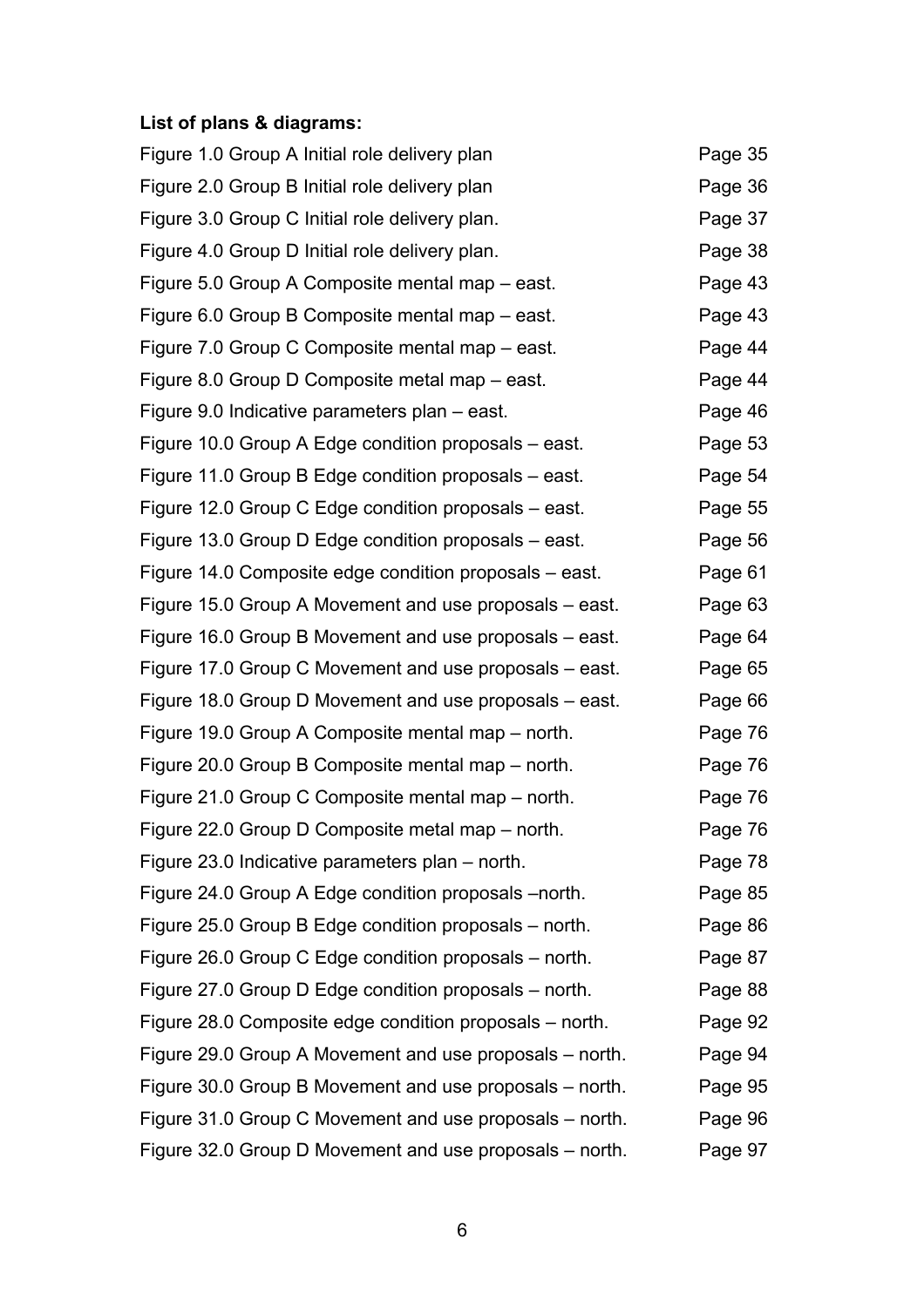**List of plans & diagrams:**

| | |
|---|---|
| Figure 1.0 Group A Initial role delivery plan | Page 35 |
| Figure 2.0 Group B Initial role delivery plan | Page 36 |
| Figure 3.0 Group C Initial role delivery plan. | Page 37 |
| Figure 4.0 Group D Initial role delivery plan. | Page 38 |
| Figure 5.0 Group A Composite mental map – east. | Page 43 |
| Figure 6.0 Group B Composite mental map – east. | Page 43 |
| Figure 7.0 Group C Composite mental map – east. | Page 44 |
| Figure 8.0 Group D Composite metal map – east. | Page 44 |
| Figure 9.0 Indicative parameters plan – east. | Page 46 |
| Figure 10.0 Group A Edge condition proposals – east. | Page 53 |
| Figure 11.0 Group B Edge condition proposals – east. | Page 54 |
| Figure 12.0 Group C Edge condition proposals – east. | Page 55 |
| Figure 13.0 Group D Edge condition proposals – east. | Page 56 |
| Figure 14.0 Composite edge condition proposals – east. | Page 61 |
| Figure 15.0 Group A Movement and use proposals – east. | Page 63 |
| Figure 16.0 Group B Movement and use proposals – east. | Page 64 |
| Figure 17.0 Group C Movement and use proposals – east. | Page 65 |
| Figure 18.0 Group D Movement and use proposals – east. | Page 66 |
| Figure 19.0 Group A Composite mental map – north. | Page 76 |
| Figure 20.0 Group B Composite mental map – north. | Page 76 |
| Figure 21.0 Group C Composite mental map – north. | Page 76 |
| Figure 22.0 Group D Composite metal map – north. | Page 76 |
| Figure 23.0 Indicative parameters plan – north. | Page 78 |
| Figure 24.0 Group A Edge condition proposals –north. | Page 85 |
| Figure 25.0 Group B Edge condition proposals – north. | Page 86 |
| Figure 26.0 Group C Edge condition proposals – north. | Page 87 |
| Figure 27.0 Group D Edge condition proposals – north. | Page 88 |
| Figure 28.0 Composite edge condition proposals – north. | Page 92 |
| Figure 29.0 Group A Movement and use proposals – north. | Page 94 |
| Figure 30.0 Group B Movement and use proposals – north. | Page 95 |
| Figure 31.0 Group C Movement and use proposals – north. | Page 96 |
| Figure 32.0 Group D Movement and use proposals – north. | Page 97 |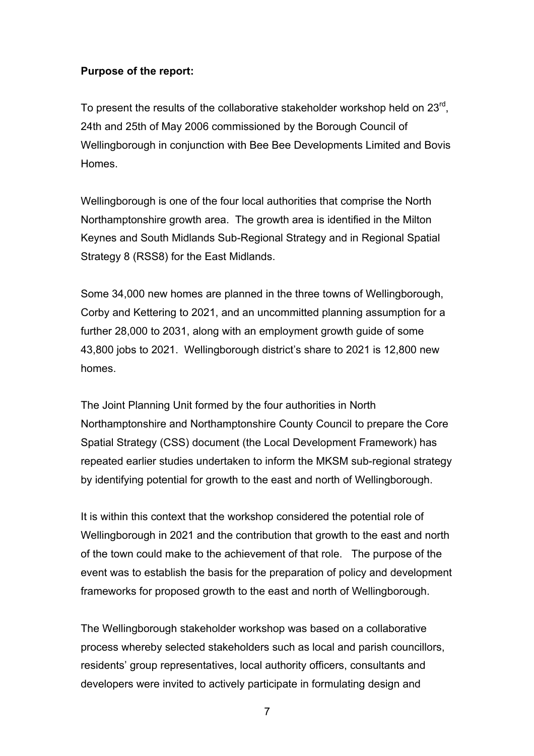**Purpose of the report:**

To present the results of the collaborative stakeholder workshop held on 23rd, 24th and 25th of May 2006 commissioned by the Borough Council of Wellingborough in conjunction with Bee Bee Developments Limited and Bovis Homes.

Wellingborough is one of the four local authorities that comprise the North Northamptonshire growth area. The growth area is identified in the Milton Keynes and South Midlands Sub-Regional Strategy and in Regional Spatial Strategy 8 (RSS8) for the East Midlands.

Some 34,000 new homes are planned in the three towns of Wellingborough, Corby and Kettering to 2021, and an uncommitted planning assumption for a further 28,000 to 2031, along with an employment growth guide of some 43,800 jobs to 2021. Wellingborough district's share to 2021 is 12,800 new homes.

The Joint Planning Unit formed by the four authorities in North Northamptonshire and Northamptonshire County Council to prepare the Core Spatial Strategy (CSS) document (the Local Development Framework) has repeated earlier studies undertaken to inform the MKSM sub-regional strategy by identifying potential for growth to the east and north of Wellingborough.

It is within this context that the workshop considered the potential role of Wellingborough in 2021 and the contribution that growth to the east and north of the town could make to the achievement of that role. The purpose of the event was to establish the basis for the preparation of policy and development frameworks for proposed growth to the east and north of Wellingborough.

The Wellingborough stakeholder workshop was based on a collaborative process whereby selected stakeholders such as local and parish councillors, residents' group representatives, local authority officers, consultants and developers were invited to actively participate in formulating design and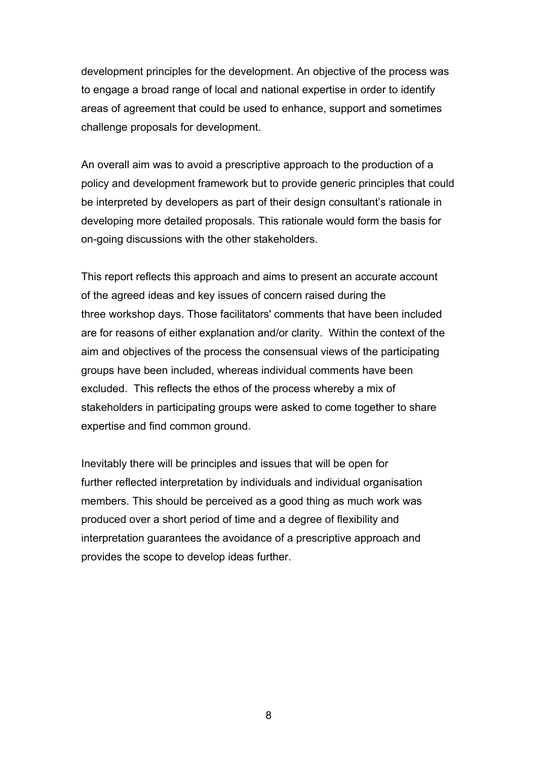development principles for the development. An objective of the process was to engage a broad range of local and national expertise in order to identify areas of agreement that could be used to enhance, support and sometimes challenge proposals for development.

An overall aim was to avoid a prescriptive approach to the production of a policy and development framework but to provide generic principles that could be interpreted by developers as part of their design consultant's rationale in developing more detailed proposals. This rationale would form the basis for on-going discussions with the other stakeholders.

This report reflects this approach and aims to present an accurate account of the agreed ideas and key issues of concern raised during the three workshop days. Those facilitators' comments that have been included are for reasons of either explanation and/or clarity. Within the context of the aim and objectives of the process the consensual views of the participating groups have been included, whereas individual comments have been excluded. This reflects the ethos of the process whereby a mix of stakeholders in participating groups were asked to come together to share expertise and find common ground.

Inevitably there will be principles and issues that will be open for further reflected interpretation by individuals and individual organisation members. This should be perceived as a good thing as much work was produced over a short period of time and a degree of flexibility and interpretation guarantees the avoidance of a prescriptive approach and provides the scope to develop ideas further.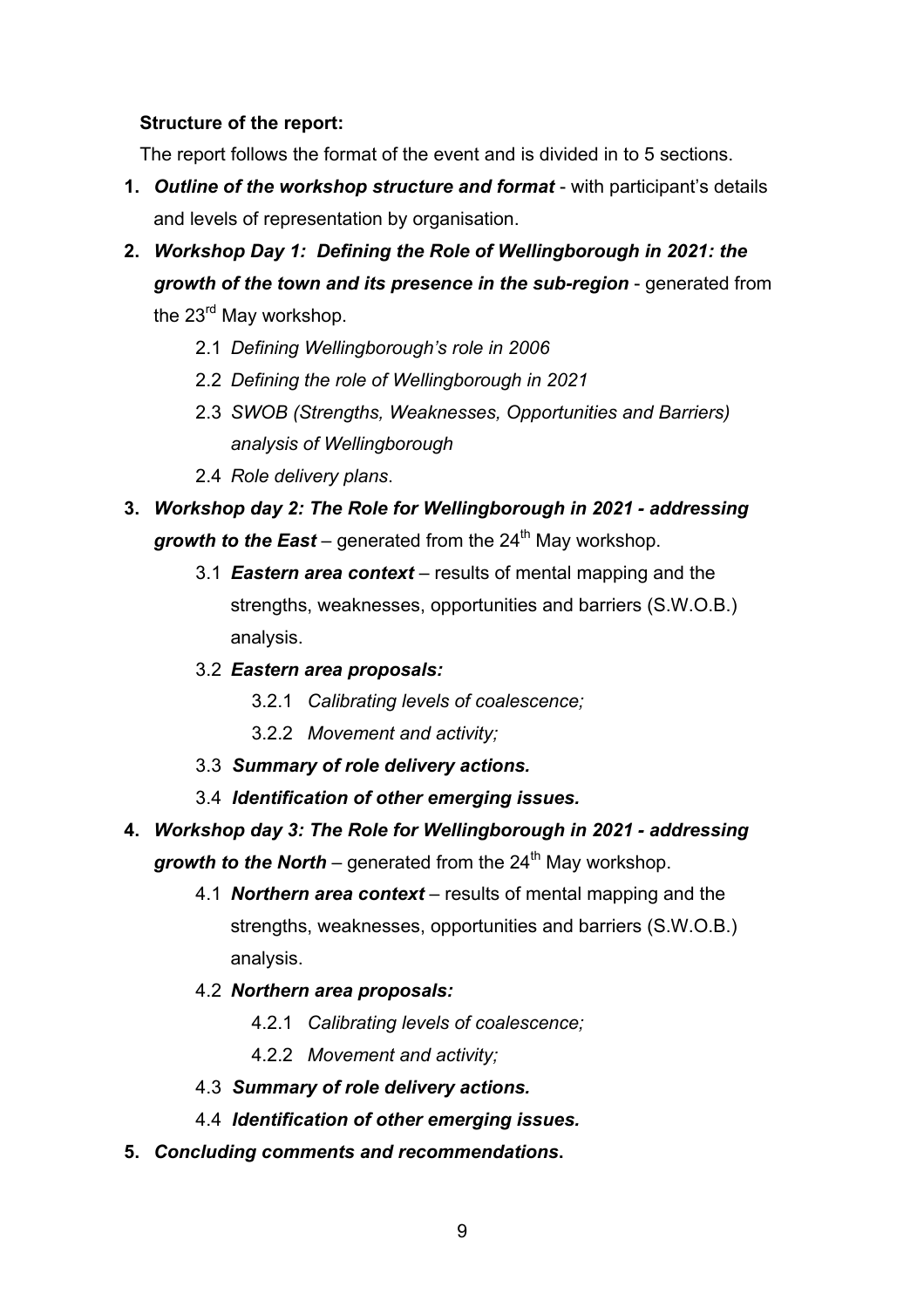**Structure of the report:**

The report follows the format of the event and is divided in to 5 sections.

1. ***Outline of the workshop structure and format*** - with participant's details and levels of representation by organisation.
2. ***Workshop Day 1: Defining the Role of Wellingborough in 2021: the growth of the town and its presence in the sub-region*** - generated from the 23rd May workshop.
   - 2.1 *Defining Wellingborough's role in 2006*
   - 2.2 *Defining the role of Wellingborough in 2021*
   - 2.3 *SWOB (Strengths, Weaknesses, Opportunities and Barriers) analysis of Wellingborough*
   - 2.4 *Role delivery plans*.
3. ***Workshop day 2: The Role for Wellingborough in 2021 - addressing growth to the East*** – generated from the 24th May workshop.
   - 3.1 ***Eastern area context*** – results of mental mapping and the strengths, weaknesses, opportunities and barriers (S.W.O.B.) analysis.
   - 3.2 ***Eastern area proposals:***
     - 3.2.1 *Calibrating levels of coalescence;*
     - 3.2.2 *Movement and activity;*
   - 3.3 ***Summary of role delivery actions.***
   - 3.4 ***Identification of other emerging issues.***
4. ***Workshop day 3: The Role for Wellingborough in 2021 - addressing growth to the North*** – generated from the 24th May workshop.
   - 4.1 ***Northern area context*** – results of mental mapping and the strengths, weaknesses, opportunities and barriers (S.W.O.B.) analysis.
   - 4.2 ***Northern area proposals:***
     - 4.2.1 *Calibrating levels of coalescence;*
     - 4.2.2 *Movement and activity;*
   - 4.3 ***Summary of role delivery actions.***
   - 4.4 ***Identification of other emerging issues.***
5. ***Concluding comments and recommendations*.**